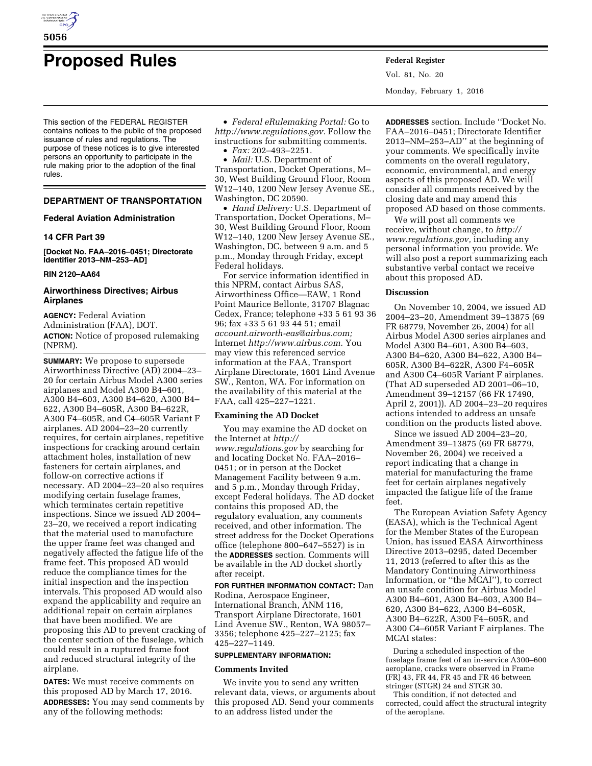# Proposed Rules

This section of the FEDERAL REGISTER contains notices to the public of the proposed issuance of rules and regulations. The purpose of these notices is to give interested persons an opportunity to participate in the rule making prior to the adoption of the final rules.

## DEPARTMENT OF TRANSPORTATION

### Federal Aviation Administration

### 14 CFR Part 39

**[Docket No. FAA–2016–0451; Directorate Identifier 2013–NM–253–AD]**

**RIN 2120–AA64**

### Airworthiness Directives; Airbus Airplanes

**AGENCY:** Federal Aviation Administration (FAA), DOT.

**ACTION:** Notice of proposed rulemaking (NPRM).

**SUMMARY:** We propose to supersede Airworthiness Directive (AD) 2004–23–20 for certain Airbus Model A300 series airplanes and Model A300 B4–601, A300 B4–603, A300 B4–620, A300 B4–622, A300 B4–605R, A300 B4–622R, A300 F4–605R, and C4–605R Variant F airplanes. AD 2004–23–20 currently requires, for certain airplanes, repetitive inspections for cracking around certain attachment holes, installation of new fasteners for certain airplanes, and follow-on corrective actions if necessary. AD 2004–23–20 also requires modifying certain fuselage frames, which terminates certain repetitive inspections. Since we issued AD 2004–23–20, we received a report indicating that the material used to manufacture the upper frame feet was changed and negatively affected the fatigue life of the frame feet. This proposed AD would reduce the compliance times for the initial inspection and the inspection intervals. This proposed AD would also expand the applicability and require an additional repair on certain airplanes that have been modified. We are proposing this AD to prevent cracking of the center section of the fuselage, which could result in a ruptured frame foot and reduced structural integrity of the airplane.

**DATES:** We must receive comments on this proposed AD by March 17, 2016.

**ADDRESSES:** You may send comments by any of the following methods:

- *Federal eRulemaking Portal:* Go to *http://www.regulations.gov.* Follow the instructions for submitting comments.
- *Fax:* 202–493–2251.
- *Mail:* U.S. Department of Transportation, Docket Operations, M–30, West Building Ground Floor, Room W12–140, 1200 New Jersey Avenue SE., Washington, DC 20590.
- *Hand Delivery:* U.S. Department of Transportation, Docket Operations, M–30, West Building Ground Floor, Room W12–140, 1200 New Jersey Avenue SE., Washington, DC, between 9 a.m. and 5 p.m., Monday through Friday, except Federal holidays.

For service information identified in this NPRM, contact Airbus SAS, Airworthiness Office—EAW, 1 Rond Point Maurice Bellonte, 31707 Blagnac Cedex, France; telephone +33 5 61 93 36 96; fax +33 5 61 93 44 51; email *account.airworth-eas@airbus.com;* Internet *http://www.airbus.com.* You may view this referenced service information at the FAA, Transport Airplane Directorate, 1601 Lind Avenue SW., Renton, WA. For information on the availability of this material at the FAA, call 425–227–1221.

#### Examining the AD Docket

You may examine the AD docket on the Internet at *http://www.regulations.gov* by searching for and locating Docket No. FAA–2016–0451; or in person at the Docket Management Facility between 9 a.m. and 5 p.m., Monday through Friday, except Federal holidays. The AD docket contains this proposed AD, the regulatory evaluation, any comments received, and other information. The street address for the Docket Operations office (telephone 800–647–5527) is in the **ADDRESSES** section. Comments will be available in the AD docket shortly after receipt.

**FOR FURTHER INFORMATION CONTACT:** Dan Rodina, Aerospace Engineer, International Branch, ANM 116, Transport Airplane Directorate, 1601 Lind Avenue SW., Renton, WA 98057–3356; telephone 425–227–2125; fax 425–227–1149.

**SUPPLEMENTARY INFORMATION:**

#### Comments Invited

We invite you to send any written relevant data, views, or arguments about this proposed AD. Send your comments to an address listed under the **ADDRESSES** section. Include ''Docket No. FAA–2016–0451; Directorate Identifier 2013–NM–253–AD'' at the beginning of your comments. We specifically invite comments on the overall regulatory, economic, environmental, and energy aspects of this proposed AD. We will consider all comments received by the closing date and may amend this proposed AD based on those comments.

We will post all comments we receive, without change, to *http://www.regulations.gov,* including any personal information you provide. We will also post a report summarizing each substantive verbal contact we receive about this proposed AD.

#### Discussion

On November 10, 2004, we issued AD 2004–23–20, Amendment 39–13875 (69 FR 68779, November 26, 2004) for all Airbus Model A300 series airplanes and Model A300 B4–601, A300 B4–603, A300 B4–620, A300 B4–622, A300 B4–605R, A300 B4–622R, A300 F4–605R and A300 C4–605R Variant F airplanes. (That AD superseded AD 2001–06–10, Amendment 39–12157 (66 FR 17490, April 2, 2001)). AD 2004–23–20 requires actions intended to address an unsafe condition on the products listed above.

Since we issued AD 2004–23–20, Amendment 39–13875 (69 FR 68779, November 26, 2004) we received a report indicating that a change in material for manufacturing the frame feet for certain airplanes negatively impacted the fatigue life of the frame feet.

The European Aviation Safety Agency (EASA), which is the Technical Agent for the Member States of the European Union, has issued EASA Airworthiness Directive 2013–0295, dated December 11, 2013 (referred to after this as the Mandatory Continuing Airworthiness Information, or ''the MCAI''), to correct an unsafe condition for Airbus Model A300 B4–601, A300 B4–603, A300 B4–620, A300 B4–622, A300 B4–605R, A300 B4–622R, A300 F4–605R, and A300 C4–605R Variant F airplanes. The MCAI states:

> During a scheduled inspection of the fuselage frame feet of an in-service A300–600 aeroplane, cracks were observed in Frame (FR) 43, FR 44, FR 45 and FR 46 between stringer (STGR) 24 and STGR 30.
>
> This condition, if not detected and corrected, could affect the structural integrity of the aeroplane.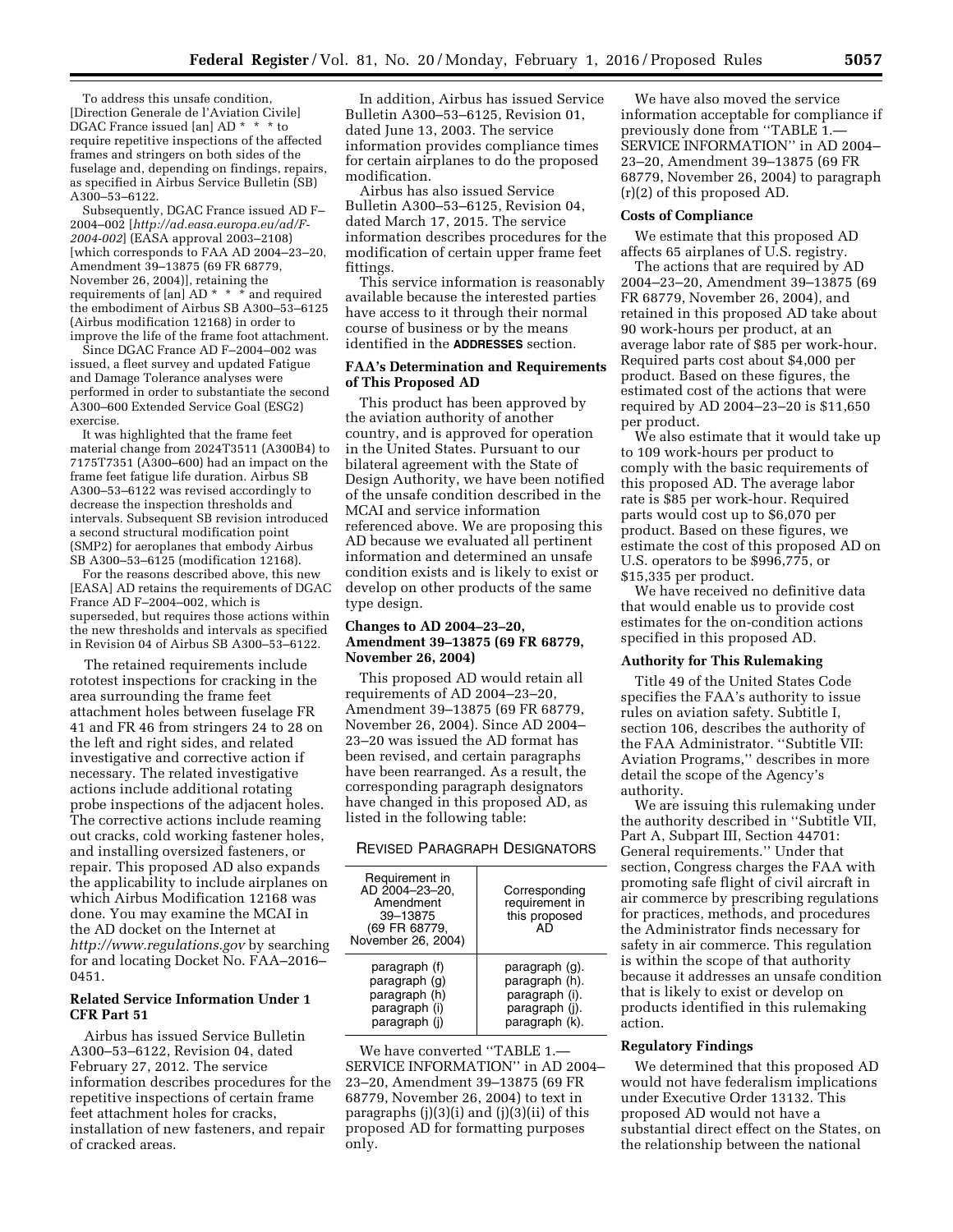To address this unsafe condition, [Direction Generale de l'Aviation Civile] DGAC France issued [an] AD * * * to require repetitive inspections of the affected frames and stringers on both sides of the fuselage and, depending on findings, repairs, as specified in Airbus Service Bulletin (SB) A300–53–6122.

Subsequently, DGAC France issued AD F–2004–002 [*http://ad.easa.europa.eu/ad/F-2004-002*] (EASA approval 2003–2108) [which corresponds to FAA AD 2004–23–20, Amendment 39–13875 (69 FR 68779, November 26, 2004)], retaining the requirements of [an] AD * * * and required the embodiment of Airbus SB A300–53–6125 (Airbus modification 12168) in order to improve the life of the frame foot attachment.

Since DGAC France AD F–2004–002 was issued, a fleet survey and updated Fatigue and Damage Tolerance analyses were performed in order to substantiate the second A300–600 Extended Service Goal (ESG2) exercise.

It was highlighted that the frame feet material change from 2024T3511 (A300B4) to 7175T7351 (A300–600) had an impact on the frame feet fatigue life duration. Airbus SB A300–53–6122 was revised accordingly to decrease the inspection thresholds and intervals. Subsequent SB revision introduced a second structural modification point (SMP2) for aeroplanes that embody Airbus SB A300–53–6125 (modification 12168).

For the reasons described above, this new [EASA] AD retains the requirements of DGAC France AD F–2004–002, which is superseded, but requires those actions within the new thresholds and intervals as specified in Revision 04 of Airbus SB A300–53–6122.

The retained requirements include rototest inspections for cracking in the area surrounding the frame feet attachment holes between fuselage FR 41 and FR 46 from stringers 24 to 28 on the left and right sides, and related investigative and corrective action if necessary. The related investigative actions include additional rotating probe inspections of the adjacent holes. The corrective actions include reaming out cracks, cold working fastener holes, and installing oversized fasteners, or repair. This proposed AD also expands the applicability to include airplanes on which Airbus Modification 12168 was done. You may examine the MCAI in the AD docket on the Internet at *http://www.regulations.gov* by searching for and locating Docket No. FAA–2016–0451.

## Related Service Information Under 1 CFR Part 51

Airbus has issued Service Bulletin A300–53–6122, Revision 04, dated February 27, 2012. The service information describes procedures for the repetitive inspections of certain frame feet attachment holes for cracks, installation of new fasteners, and repair of cracked areas.

In addition, Airbus has issued Service Bulletin A300–53–6125, Revision 01, dated June 13, 2003. The service information provides compliance times for certain airplanes to do the proposed modification.

Airbus has also issued Service Bulletin A300–53–6125, Revision 04, dated March 17, 2015. The service information describes procedures for the modification of certain upper frame feet fittings.

This service information is reasonably available because the interested parties have access to it through their normal course of business or by the means identified in the **ADDRESSES** section.

## FAA's Determination and Requirements of This Proposed AD

This product has been approved by the aviation authority of another country, and is approved for operation in the United States. Pursuant to our bilateral agreement with the State of Design Authority, we have been notified of the unsafe condition described in the MCAI and service information referenced above. We are proposing this AD because we evaluated all pertinent information and determined an unsafe condition exists and is likely to exist or develop on other products of the same type design.

## Changes to AD 2004–23–20, Amendment 39–13875 (69 FR 68779, November 26, 2004)

This proposed AD would retain all requirements of AD 2004–23–20, Amendment 39–13875 (69 FR 68779, November 26, 2004). Since AD 2004–23–20 was issued the AD format has been revised, and certain paragraphs have been rearranged. As a result, the corresponding paragraph designators have changed in this proposed AD, as listed in the following table:

REVISED PARAGRAPH DESIGNATORS

| Requirement in AD 2004–23–20, Amendment 39–13875 (69 FR 68779, November 26, 2004) | Corresponding requirement in this proposed AD |
|---|---|
| paragraph (f) | paragraph (g). |
| paragraph (g) | paragraph (h). |
| paragraph (h) | paragraph (i). |
| paragraph (i) | paragraph (j). |
| paragraph (j) | paragraph (k). |

We have converted "TABLE 1.—SERVICE INFORMATION" in AD 2004–23–20, Amendment 39–13875 (69 FR 68779, November 26, 2004) to text in paragraphs (j)(3)(i) and (j)(3)(ii) of this proposed AD for formatting purposes only.

We have also moved the service information acceptable for compliance if previously done from "TABLE 1.—SERVICE INFORMATION" in AD 2004–23–20, Amendment 39–13875 (69 FR 68779, November 26, 2004) to paragraph (r)(2) of this proposed AD.

## Costs of Compliance

We estimate that this proposed AD affects 65 airplanes of U.S. registry.

The actions that are required by AD 2004–23–20, Amendment 39–13875 (69 FR 68779, November 26, 2004), and retained in this proposed AD take about 90 work-hours per product, at an average labor rate of $85 per work-hour. Required parts cost about $4,000 per product. Based on these figures, the estimated cost of the actions that were required by AD 2004–23–20 is $11,650 per product.

We also estimate that it would take up to 109 work-hours per product to comply with the basic requirements of this proposed AD. The average labor rate is $85 per work-hour. Required parts would cost up to $6,070 per product. Based on these figures, we estimate the cost of this proposed AD on U.S. operators to be $996,775, or $15,335 per product.

We have received no definitive data that would enable us to provide cost estimates for the on-condition actions specified in this proposed AD.

## Authority for This Rulemaking

Title 49 of the United States Code specifies the FAA's authority to issue rules on aviation safety. Subtitle I, section 106, describes the authority of the FAA Administrator. "Subtitle VII: Aviation Programs," describes in more detail the scope of the Agency's authority.

We are issuing this rulemaking under the authority described in "Subtitle VII, Part A, Subpart III, Section 44701: General requirements." Under that section, Congress charges the FAA with promoting safe flight of civil aircraft in air commerce by prescribing regulations for practices, methods, and procedures the Administrator finds necessary for safety in air commerce. This regulation is within the scope of that authority because it addresses an unsafe condition that is likely to exist or develop on products identified in this rulemaking action.

## Regulatory Findings

We determined that this proposed AD would not have federalism implications under Executive Order 13132. This proposed AD would not have a substantial direct effect on the States, on the relationship between the national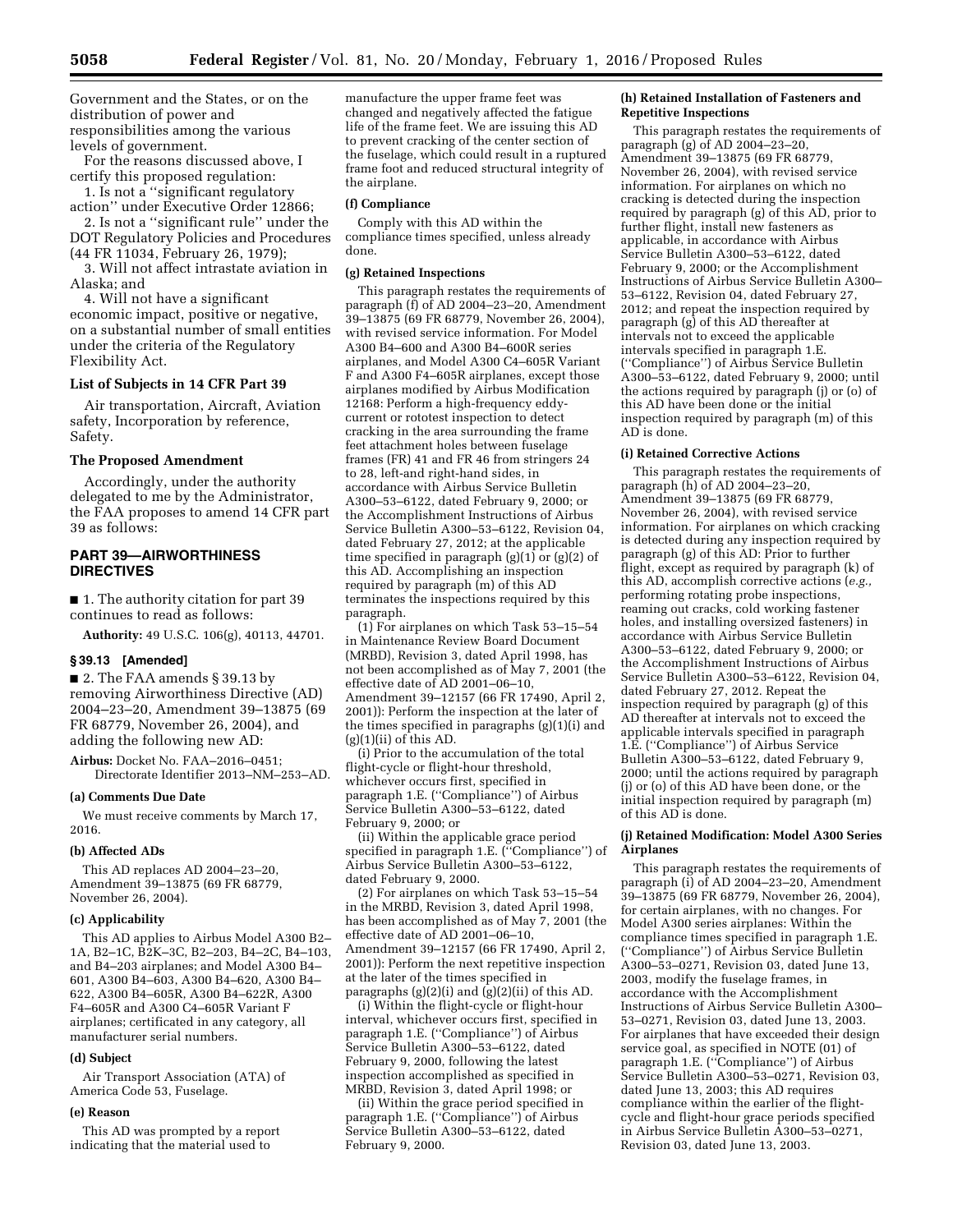Government and the States, or on the distribution of power and responsibilities among the various levels of government.

For the reasons discussed above, I certify this proposed regulation:

1. Is not a ''significant regulatory action'' under Executive Order 12866;

2. Is not a ''significant rule'' under the DOT Regulatory Policies and Procedures (44 FR 11034, February 26, 1979);

3. Will not affect intrastate aviation in Alaska; and

4. Will not have a significant economic impact, positive or negative, on a substantial number of small entities under the criteria of the Regulatory Flexibility Act.

### List of Subjects in 14 CFR Part 39

Air transportation, Aircraft, Aviation safety, Incorporation by reference, Safety.

### The Proposed Amendment

Accordingly, under the authority delegated to me by the Administrator, the FAA proposes to amend 14 CFR part 39 as follows:

## PART 39—AIRWORTHINESS DIRECTIVES

■ 1. The authority citation for part 39 continues to read as follows:

**Authority:** 49 U.S.C. 106(g), 40113, 44701.

### § 39.13 [Amended]

■ 2. The FAA amends § 39.13 by removing Airworthiness Directive (AD) 2004–23–20, Amendment 39–13875 (69 FR 68779, November 26, 2004), and adding the following new AD:

**Airbus:** Docket No. FAA–2016–0451; Directorate Identifier 2013–NM–253–AD.

#### (a) Comments Due Date

We must receive comments by March 17, 2016.

#### (b) Affected ADs

This AD replaces AD 2004–23–20, Amendment 39–13875 (69 FR 68779, November 26, 2004).

#### (c) Applicability

This AD applies to Airbus Model A300 B2–1A, B2–1C, B2K–3C, B2–203, B4–2C, B4–103, and B4–203 airplanes; and Model A300 B4–601, A300 B4–603, A300 B4–620, A300 B4–622, A300 B4–605R, A300 B4–622R, A300 F4–605R and A300 C4–605R Variant F airplanes; certificated in any category, all manufacturer serial numbers.

#### (d) Subject

Air Transport Association (ATA) of America Code 53, Fuselage.

#### (e) Reason

This AD was prompted by a report indicating that the material used to manufacture the upper frame feet was changed and negatively affected the fatigue life of the frame feet. We are issuing this AD to prevent cracking of the center section of the fuselage, which could result in a ruptured frame foot and reduced structural integrity of the airplane.

#### (f) Compliance

Comply with this AD within the compliance times specified, unless already done.

#### (g) Retained Inspections

This paragraph restates the requirements of paragraph (f) of AD 2004–23–20, Amendment 39–13875 (69 FR 68779, November 26, 2004), with revised service information. For Model A300 B4–600 and A300 B4–600R series airplanes, and Model A300 C4–605R Variant F and A300 F4–605R airplanes, except those airplanes modified by Airbus Modification 12168: Perform a high-frequency eddy-current or rototest inspection to detect cracking in the area surrounding the frame feet attachment holes between fuselage frames (FR) 41 and FR 46 from stringers 24 to 28, left-and right-hand sides, in accordance with Airbus Service Bulletin A300–53–6122, dated February 9, 2000; or the Accomplishment Instructions of Airbus Service Bulletin A300–53–6122, Revision 04, dated February 27, 2012; at the applicable time specified in paragraph (g)(1) or (g)(2) of this AD. Accomplishing an inspection required by paragraph (m) of this AD terminates the inspections required by this paragraph.

(1) For airplanes on which Task 53–15–54 in Maintenance Review Board Document (MRBD), Revision 3, dated April 1998, has not been accomplished as of May 7, 2001 (the effective date of AD 2001–06–10, Amendment 39–12157 (66 FR 17490, April 2, 2001)): Perform the inspection at the later of the times specified in paragraphs (g)(1)(i) and (g)(1)(ii) of this AD.

(i) Prior to the accumulation of the total flight-cycle or flight-hour threshold, whichever occurs first, specified in paragraph 1.E. (''Compliance'') of Airbus Service Bulletin A300–53–6122, dated February 9, 2000; or

(ii) Within the applicable grace period specified in paragraph 1.E. (''Compliance'') of Airbus Service Bulletin A300–53–6122, dated February 9, 2000.

(2) For airplanes on which Task 53–15–54 in the MRBD, Revision 3, dated April 1998, has been accomplished as of May 7, 2001 (the effective date of AD 2001–06–10, Amendment 39–12157 (66 FR 17490, April 2, 2001)): Perform the next repetitive inspection at the later of the times specified in paragraphs (g)(2)(i) and (g)(2)(ii) of this AD.

(i) Within the flight-cycle or flight-hour interval, whichever occurs first, specified in paragraph 1.E. (''Compliance'') of Airbus Service Bulletin A300–53–6122, dated February 9, 2000, following the latest inspection accomplished as specified in MRBD, Revision 3, dated April 1998; or

(ii) Within the grace period specified in paragraph 1.E. (''Compliance'') of Airbus Service Bulletin A300–53–6122, dated February 9, 2000.

#### (h) Retained Installation of Fasteners and Repetitive Inspections

This paragraph restates the requirements of paragraph (g) of AD 2004–23–20, Amendment 39–13875 (69 FR 68779, November 26, 2004), with revised service information. For airplanes on which no cracking is detected during the inspection required by paragraph (g) of this AD, prior to further flight, install new fasteners as applicable, in accordance with Airbus Service Bulletin A300–53–6122, dated February 9, 2000; or the Accomplishment Instructions of Airbus Service Bulletin A300–53–6122, Revision 04, dated February 27, 2012; and repeat the inspection required by paragraph (g) of this AD thereafter at intervals not to exceed the applicable intervals specified in paragraph 1.E. (''Compliance'') of Airbus Service Bulletin A300–53–6122, dated February 9, 2000; until the actions required by paragraph (j) or (o) of this AD have been done or the initial inspection required by paragraph (m) of this AD is done.

#### (i) Retained Corrective Actions

This paragraph restates the requirements of paragraph (h) of AD 2004–23–20, Amendment 39–13875 (69 FR 68779, November 26, 2004), with revised service information. For airplanes on which cracking is detected during any inspection required by paragraph (g) of this AD: Prior to further flight, except as required by paragraph (k) of this AD, accomplish corrective actions (*e.g.,* performing rotating probe inspections, reaming out cracks, cold working fastener holes, and installing oversized fasteners) in accordance with Airbus Service Bulletin A300–53–6122, dated February 9, 2000; or the Accomplishment Instructions of Airbus Service Bulletin A300–53–6122, Revision 04, dated February 27, 2012. Repeat the inspection required by paragraph (g) of this AD thereafter at intervals not to exceed the applicable intervals specified in paragraph 1.E. (''Compliance'') of Airbus Service Bulletin A300–53–6122, dated February 9, 2000; until the actions required by paragraph (j) or (o) of this AD have been done, or the initial inspection required by paragraph (m) of this AD is done.

#### (j) Retained Modification: Model A300 Series Airplanes

This paragraph restates the requirements of paragraph (i) of AD 2004–23–20, Amendment 39–13875 (69 FR 68779, November 26, 2004), for certain airplanes, with no changes. For Model A300 series airplanes: Within the compliance times specified in paragraph 1.E. (''Compliance'') of Airbus Service Bulletin A300–53–0271, Revision 03, dated June 13, 2003, modify the fuselage frames, in accordance with the Accomplishment Instructions of Airbus Service Bulletin A300–53–0271, Revision 03, dated June 13, 2003. For airplanes that have exceeded their design service goal, as specified in NOTE (01) of paragraph 1.E. (''Compliance'') of Airbus Service Bulletin A300–53–0271, Revision 03, dated June 13, 2003; this AD requires compliance within the earlier of the flight-cycle and flight-hour grace periods specified in Airbus Service Bulletin A300–53–0271, Revision 03, dated June 13, 2003.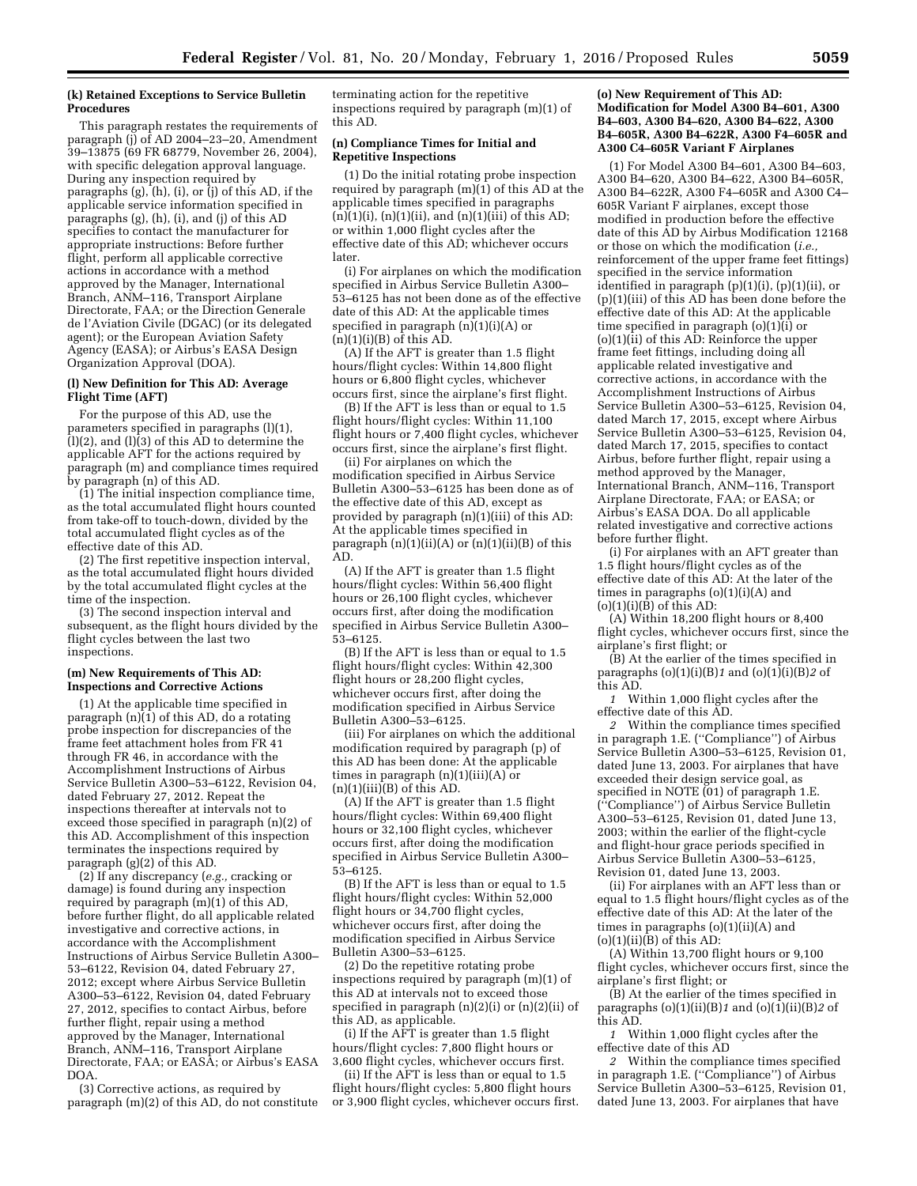**(k) Retained Exceptions to Service Bulletin Procedures**

This paragraph restates the requirements of paragraph (j) of AD 2004–23–20, Amendment 39–13875 (69 FR 68779, November 26, 2004), with specific delegation approval language. During any inspection required by paragraphs (g), (h), (i), or (j) of this AD, if the applicable service information specified in paragraphs (g), (h), (i), and (j) of this AD specifies to contact the manufacturer for appropriate instructions: Before further flight, perform all applicable corrective actions in accordance with a method approved by the Manager, International Branch, ANM–116, Transport Airplane Directorate, FAA; or the Direction Generale de l'Aviation Civile (DGAC) (or its delegated agent); or the European Aviation Safety Agency (EASA); or Airbus's EASA Design Organization Approval (DOA).

**(l) New Definition for This AD: Average Flight Time (AFT)**

For the purpose of this AD, use the parameters specified in paragraphs (l)(1), (l)(2), and (l)(3) of this AD to determine the applicable AFT for the actions required by paragraph (m) and compliance times required by paragraph (n) of this AD.

(1) The initial inspection compliance time, as the total accumulated flight hours counted from take-off to touch-down, divided by the total accumulated flight cycles as of the effective date of this AD.

(2) The first repetitive inspection interval, as the total accumulated flight hours divided by the total accumulated flight cycles at the time of the inspection.

(3) The second inspection interval and subsequent, as the flight hours divided by the flight cycles between the last two inspections.

**(m) New Requirements of This AD: Inspections and Corrective Actions**

(1) At the applicable time specified in paragraph (n)(1) of this AD, do a rotating probe inspection for discrepancies of the frame feet attachment holes from FR 41 through FR 46, in accordance with the Accomplishment Instructions of Airbus Service Bulletin A300–53–6122, Revision 04, dated February 27, 2012. Repeat the inspections thereafter at intervals not to exceed those specified in paragraph (n)(2) of this AD. Accomplishment of this inspection terminates the inspections required by paragraph (g)(2) of this AD.

(2) If any discrepancy (*e.g.,* cracking or damage) is found during any inspection required by paragraph (m)(1) of this AD, before further flight, do all applicable related investigative and corrective actions, in accordance with the Accomplishment Instructions of Airbus Service Bulletin A300–53–6122, Revision 04, dated February 27, 2012; except where Airbus Service Bulletin A300–53–6122, Revision 04, dated February 27, 2012, specifies to contact Airbus, before further flight, repair using a method approved by the Manager, International Branch, ANM–116, Transport Airplane Directorate, FAA; or EASA; or Airbus's EASA DOA.

(3) Corrective actions, as required by paragraph (m)(2) of this AD, do not constitute terminating action for the repetitive inspections required by paragraph (m)(1) of this AD.

**(n) Compliance Times for Initial and Repetitive Inspections**

(1) Do the initial rotating probe inspection required by paragraph (m)(1) of this AD at the applicable times specified in paragraphs (n)(1)(i), (n)(1)(ii), and (n)(1)(iii) of this AD; or within 1,000 flight cycles after the effective date of this AD; whichever occurs later.

(i) For airplanes on which the modification specified in Airbus Service Bulletin A300–53–6125 has not been done as of the effective date of this AD: At the applicable times specified in paragraph (n)(1)(i)(A) or (n)(1)(i)(B) of this AD.

(A) If the AFT is greater than 1.5 flight hours/flight cycles: Within 14,800 flight hours or 6,800 flight cycles, whichever occurs first, since the airplane's first flight.

(B) If the AFT is less than or equal to 1.5 flight hours/flight cycles: Within 11,100 flight hours or 7,400 flight cycles, whichever occurs first, since the airplane's first flight.

(ii) For airplanes on which the modification specified in Airbus Service Bulletin A300–53–6125 has been done as of the effective date of this AD, except as provided by paragraph (n)(1)(iii) of this AD: At the applicable times specified in paragraph (n)(1)(ii)(A) or (n)(1)(ii)(B) of this AD.

(A) If the AFT is greater than 1.5 flight hours/flight cycles: Within 56,400 flight hours or 26,100 flight cycles, whichever occurs first, after doing the modification specified in Airbus Service Bulletin A300–53–6125.

(B) If the AFT is less than or equal to 1.5 flight hours/flight cycles: Within 42,300 flight hours or 28,200 flight cycles, whichever occurs first, after doing the modification specified in Airbus Service Bulletin A300–53–6125.

(iii) For airplanes on which the additional modification required by paragraph (p) of this AD has been done: At the applicable times in paragraph (n)(1)(iii)(A) or (n)(1)(iii)(B) of this AD.

(A) If the AFT is greater than 1.5 flight hours/flight cycles: Within 69,400 flight hours or 32,100 flight cycles, whichever occurs first, after doing the modification specified in Airbus Service Bulletin A300–53–6125.

(B) If the AFT is less than or equal to 1.5 flight hours/flight cycles: Within 52,000 flight hours or 34,700 flight cycles, whichever occurs first, after doing the modification specified in Airbus Service Bulletin A300–53–6125.

(2) Do the repetitive rotating probe inspections required by paragraph (m)(1) of this AD at intervals not to exceed those specified in paragraph (n)(2)(i) or (n)(2)(ii) of this AD, as applicable.

(i) If the AFT is greater than 1.5 flight hours/flight cycles: 7,800 flight hours or 3,600 flight cycles, whichever occurs first.

(ii) If the AFT is less than or equal to 1.5 flight hours/flight cycles: 5,800 flight hours or 3,900 flight cycles, whichever occurs first.

**(o) New Requirement of This AD: Modification for Model A300 B4–601, A300 B4–603, A300 B4–620, A300 B4–622, A300 B4–605R, A300 B4–622R, A300 F4–605R and A300 C4–605R Variant F Airplanes**

(1) For Model A300 B4–601, A300 B4–603, A300 B4–620, A300 B4–622, A300 B4–605R, A300 B4–622R, A300 F4–605R and A300 C4–605R Variant F airplanes, except those modified in production before the effective date of this AD by Airbus Modification 12168 or those on which the modification (*i.e.,* reinforcement of the upper frame feet fittings) specified in the service information identified in paragraph (p)(1)(i), (p)(1)(ii), or (p)(1)(iii) of this AD has been done before the effective date of this AD: At the applicable time specified in paragraph (o)(1)(i) or (o)(1)(ii) of this AD: Reinforce the upper frame feet fittings, including doing all applicable related investigative and corrective actions, in accordance with the Accomplishment Instructions of Airbus Service Bulletin A300–53–6125, Revision 04, dated March 17, 2015, except where Airbus Service Bulletin A300–53–6125, Revision 04, dated March 17, 2015, specifies to contact Airbus, before further flight, repair using a method approved by the Manager, International Branch, ANM–116, Transport Airplane Directorate, FAA; or EASA; or Airbus's EASA DOA. Do all applicable related investigative and corrective actions before further flight.

(i) For airplanes with an AFT greater than 1.5 flight hours/flight cycles as of the effective date of this AD: At the later of the times in paragraphs (o)(1)(i)(A) and (o)(1)(i)(B) of this AD:

(A) Within 18,200 flight hours or 8,400 flight cycles, whichever occurs first, since the airplane's first flight; or

(B) At the earlier of the times specified in paragraphs (o)(1)(i)(B)*1* and (o)(1)(i)(B)*2* of this AD.

*1* Within 1,000 flight cycles after the effective date of this AD.

*2* Within the compliance times specified in paragraph 1.E. (''Compliance'') of Airbus Service Bulletin A300–53–6125, Revision 01, dated June 13, 2003. For airplanes that have exceeded their design service goal, as specified in NOTE (01) of paragraph 1.E. (''Compliance'') of Airbus Service Bulletin A300–53–6125, Revision 01, dated June 13, 2003; within the earlier of the flight-cycle and flight-hour grace periods specified in Airbus Service Bulletin A300–53–6125, Revision 01, dated June 13, 2003.

(ii) For airplanes with an AFT less than or equal to 1.5 flight hours/flight cycles as of the effective date of this AD: At the later of the times in paragraphs (o)(1)(ii)(A) and (o)(1)(ii)(B) of this AD:

(A) Within 13,700 flight hours or 9,100 flight cycles, whichever occurs first, since the airplane's first flight; or

(B) At the earlier of the times specified in paragraphs (o)(1)(ii)(B)*1* and (o)(1)(ii)(B)*2* of this AD.

*1* Within 1,000 flight cycles after the effective date of this AD

*2* Within the compliance times specified in paragraph 1.E. (''Compliance'') of Airbus Service Bulletin A300–53–6125, Revision 01, dated June 13, 2003. For airplanes that have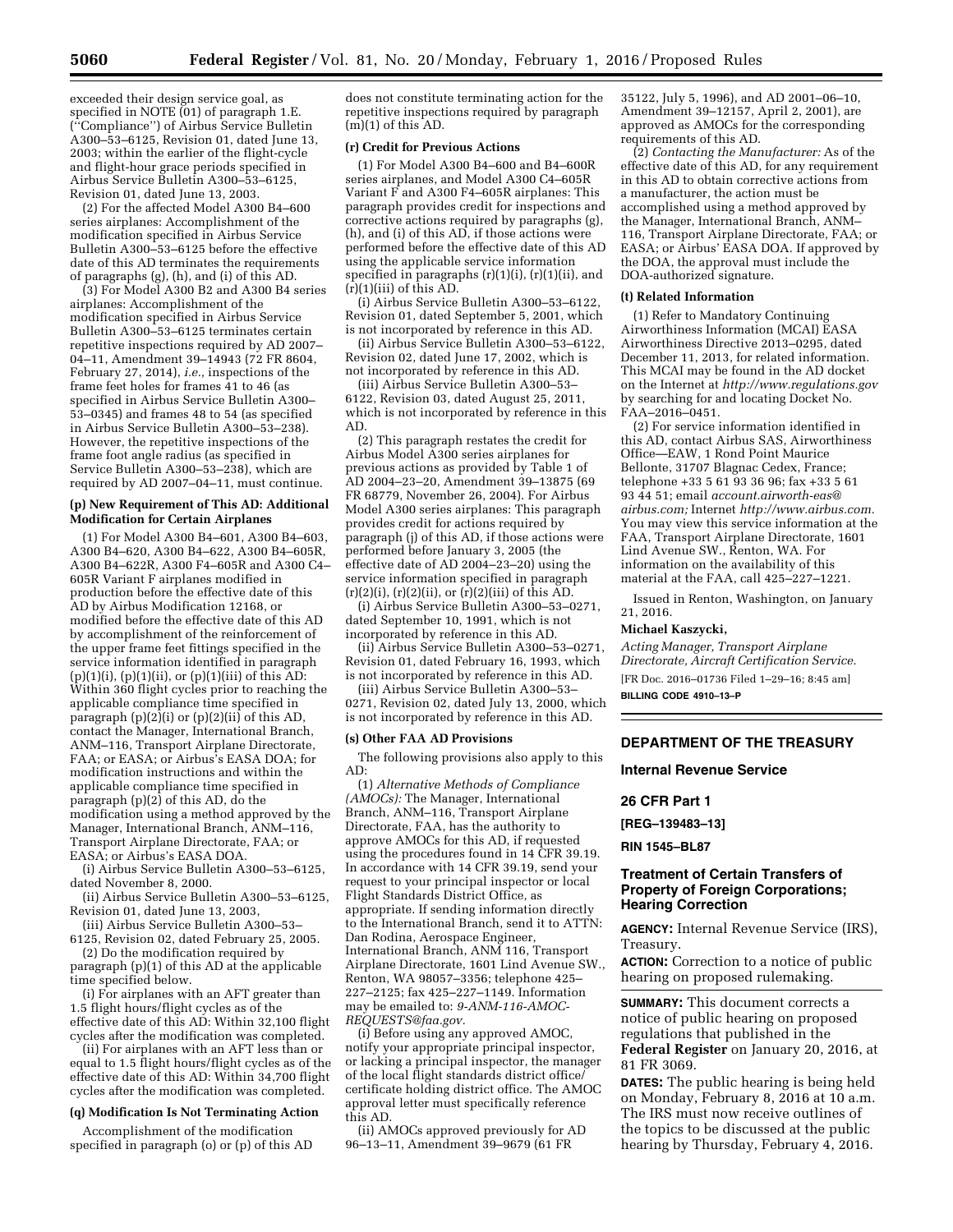exceeded their design service goal, as specified in NOTE (01) of paragraph 1.E. (''Compliance'') of Airbus Service Bulletin A300–53–6125, Revision 01, dated June 13, 2003; within the earlier of the flight-cycle and flight-hour grace periods specified in Airbus Service Bulletin A300–53–6125, Revision 01, dated June 13, 2003.

(2) For the affected Model A300 B4–600 series airplanes: Accomplishment of the modification specified in Airbus Service Bulletin A300–53–6125 before the effective date of this AD terminates the requirements of paragraphs (g), (h), and (i) of this AD.

(3) For Model A300 B2 and A300 B4 series airplanes: Accomplishment of the modification specified in Airbus Service Bulletin A300–53–6125 terminates certain repetitive inspections required by AD 2007–04–11, Amendment 39–14943 (72 FR 8604, February 27, 2014), *i.e.,* inspections of the frame feet holes for frames 41 to 46 (as specified in Airbus Service Bulletin A300–53–0345) and frames 48 to 54 (as specified in Airbus Service Bulletin A300–53–238). However, the repetitive inspections of the frame foot angle radius (as specified in Service Bulletin A300–53–238), which are required by AD 2007–04–11, must continue.

**(p) New Requirement of This AD: Additional Modification for Certain Airplanes**

(1) For Model A300 B4–601, A300 B4–603, A300 B4–620, A300 B4–622, A300 B4–605R, A300 B4–622R, A300 F4–605R and A300 C4–605R Variant F airplanes modified in production before the effective date of this AD by Airbus Modification 12168, or modified before the effective date of this AD by accomplishment of the reinforcement of the upper frame feet fittings specified in the service information identified in paragraph (p)(1)(i), (p)(1)(ii), or (p)(1)(iii) of this AD: Within 360 flight cycles prior to reaching the applicable compliance time specified in paragraph (p)(2)(i) or (p)(2)(ii) of this AD, contact the Manager, International Branch, ANM–116, Transport Airplane Directorate, FAA; or EASA; or Airbus's EASA DOA; for modification instructions and within the applicable compliance time specified in paragraph (p)(2) of this AD, do the modification using a method approved by the Manager, International Branch, ANM–116, Transport Airplane Directorate, FAA; or EASA; or Airbus's EASA DOA.

(i) Airbus Service Bulletin A300–53–6125, dated November 8, 2000.

(ii) Airbus Service Bulletin A300–53–6125, Revision 01, dated June 13, 2003,

(iii) Airbus Service Bulletin A300–53–6125, Revision 02, dated February 25, 2005.

(2) Do the modification required by paragraph (p)(1) of this AD at the applicable time specified below.

(i) For airplanes with an AFT greater than 1.5 flight hours/flight cycles as of the effective date of this AD: Within 32,100 flight cycles after the modification was completed.

(ii) For airplanes with an AFT less than or equal to 1.5 flight hours/flight cycles as of the effective date of this AD: Within 34,700 flight cycles after the modification was completed.

**(q) Modification Is Not Terminating Action**

Accomplishment of the modification specified in paragraph (o) or (p) of this AD does not constitute terminating action for the repetitive inspections required by paragraph (m)(1) of this AD.

**(r) Credit for Previous Actions**

(1) For Model A300 B4–600 and B4–600R series airplanes, and Model A300 C4–605R Variant F and A300 F4–605R airplanes: This paragraph provides credit for inspections and corrective actions required by paragraphs (g), (h), and (i) of this AD, if those actions were performed before the effective date of this AD using the applicable service information specified in paragraphs (r)(1)(i), (r)(1)(ii), and (r)(1)(iii) of this AD.

(i) Airbus Service Bulletin A300–53–6122, Revision 01, dated September 5, 2001, which is not incorporated by reference in this AD.

(ii) Airbus Service Bulletin A300–53–6122, Revision 02, dated June 17, 2002, which is not incorporated by reference in this AD.

(iii) Airbus Service Bulletin A300–53–6122, Revision 03, dated August 25, 2011, which is not incorporated by reference in this AD.

(2) This paragraph restates the credit for Airbus Model A300 series airplanes for previous actions as provided by Table 1 of AD 2004–23–20, Amendment 39–13875 (69 FR 68779, November 26, 2004). For Airbus Model A300 series airplanes: This paragraph provides credit for actions required by paragraph (j) of this AD, if those actions were performed before January 3, 2005 (the effective date of AD 2004–23–20) using the service information specified in paragraph (r)(2)(i), (r)(2)(ii), or (r)(2)(iii) of this AD.

(i) Airbus Service Bulletin A300–53–0271, dated September 10, 1991, which is not incorporated by reference in this AD.

(ii) Airbus Service Bulletin A300–53–0271, Revision 01, dated February 16, 1993, which is not incorporated by reference in this AD.

(iii) Airbus Service Bulletin A300–53–0271, Revision 02, dated July 13, 2000, which is not incorporated by reference in this AD.

**(s) Other FAA AD Provisions**

The following provisions also apply to this AD:

(1) *Alternative Methods of Compliance (AMOCs):* The Manager, International Branch, ANM–116, Transport Airplane Directorate, FAA, has the authority to approve AMOCs for this AD, if requested using the procedures found in 14 CFR 39.19. In accordance with 14 CFR 39.19, send your request to your principal inspector or local Flight Standards District Office, as appropriate. If sending information directly to the International Branch, send it to ATTN: Dan Rodina, Aerospace Engineer, International Branch, ANM 116, Transport Airplane Directorate, 1601 Lind Avenue SW., Renton, WA 98057–3356; telephone 425–227–2125; fax 425–227–1149. Information may be emailed to: *9-ANM-116-AMOC-REQUESTS@faa.gov.*

(i) Before using any approved AMOC, notify your appropriate principal inspector, or lacking a principal inspector, the manager of the local flight standards district office/certificate holding district office. The AMOC approval letter must specifically reference this AD.

(ii) AMOCs approved previously for AD 96–13–11, Amendment 39–9679 (61 FR 35122, July 5, 1996), and AD 2001–06–10, Amendment 39–12157, April 2, 2001), are approved as AMOCs for the corresponding requirements of this AD.

(2) *Contacting the Manufacturer:* As of the effective date of this AD, for any requirement in this AD to obtain corrective actions from a manufacturer, the action must be accomplished using a method approved by the Manager, International Branch, ANM–116, Transport Airplane Directorate, FAA; or EASA; or Airbus' EASA DOA. If approved by the DOA, the approval must include the DOA-authorized signature.

**(t) Related Information**

(1) Refer to Mandatory Continuing Airworthiness Information (MCAI) EASA Airworthiness Directive 2013–0295, dated December 11, 2013, for related information. This MCAI may be found in the AD docket on the Internet at *http://www.regulations.gov* by searching for and locating Docket No. FAA–2016–0451.

(2) For service information identified in this AD, contact Airbus SAS, Airworthiness Office—EAW, 1 Rond Point Maurice Bellonte, 31707 Blagnac Cedex, France; telephone +33 5 61 93 36 96; fax +33 5 61 93 44 51; email *account.airworth-eas@airbus.com;* Internet *http://www.airbus.com.* You may view this service information at the FAA, Transport Airplane Directorate, 1601 Lind Avenue SW., Renton, WA. For information on the availability of this material at the FAA, call 425–227–1221.

Issued in Renton, Washington, on January 21, 2016.

**Michael Kaszycki,**

*Acting Manager, Transport Airplane Directorate, Aircraft Certification Service.*

[FR Doc. 2016–01736 Filed 1–29–16; 8:45 am]

**BILLING CODE 4910–13–P**

## DEPARTMENT OF THE TREASURY

### Internal Revenue Service

### 26 CFR Part 1

**[REG–139483–13]**

**RIN 1545–BL87**

## Treatment of Certain Transfers of Property of Foreign Corporations; Hearing Correction

**AGENCY:** Internal Revenue Service (IRS), Treasury.

**ACTION:** Correction to a notice of public hearing on proposed rulemaking.

**SUMMARY:** This document corrects a notice of public hearing on proposed regulations that published in the **Federal Register** on January 20, 2016, at 81 FR 3069.

**DATES:** The public hearing is being held on Monday, February 8, 2016 at 10 a.m. The IRS must now receive outlines of the topics to be discussed at the public hearing by Thursday, February 4, 2016.